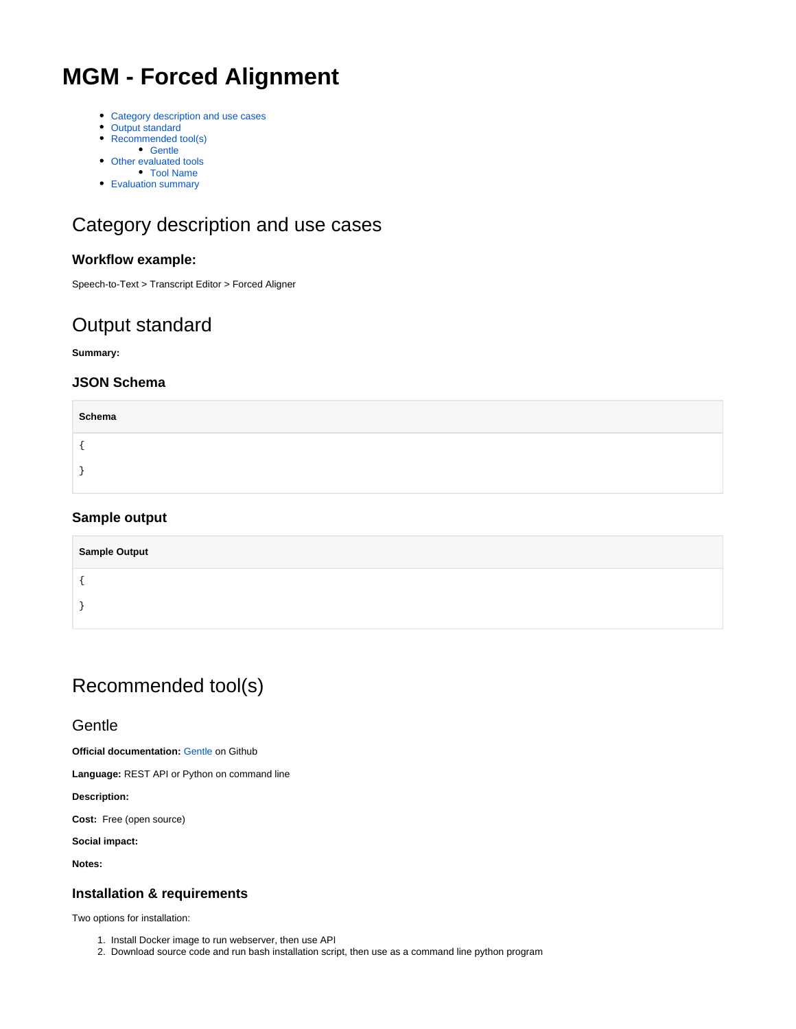# MGM - Forced Alignment

- Category description and use cases
- Output standard
- Recommended tool(s)
  - Gentle
- Other evaluated tools
  - Tool Name
- Evaluation summary

## Category description and use cases

### Workflow example:

Speech-to-Text > Transcript Editor > Forced Aligner

## Output standard

**Summary:**

### JSON Schema

**Schema**

```
{
}
```

### Sample output

**Sample Output**

```
{
}
```

## Recommended tool(s)

### Gentle

**Official documentation:** Gentle on Github

**Language:** REST API or Python on command line

**Description:**

**Cost:** Free (open source)

**Social impact:**

**Notes:**

### Installation & requirements

Two options for installation:

1. Install Docker image to run webserver, then use API
2. Download source code and run bash installation script, then use as a command line python program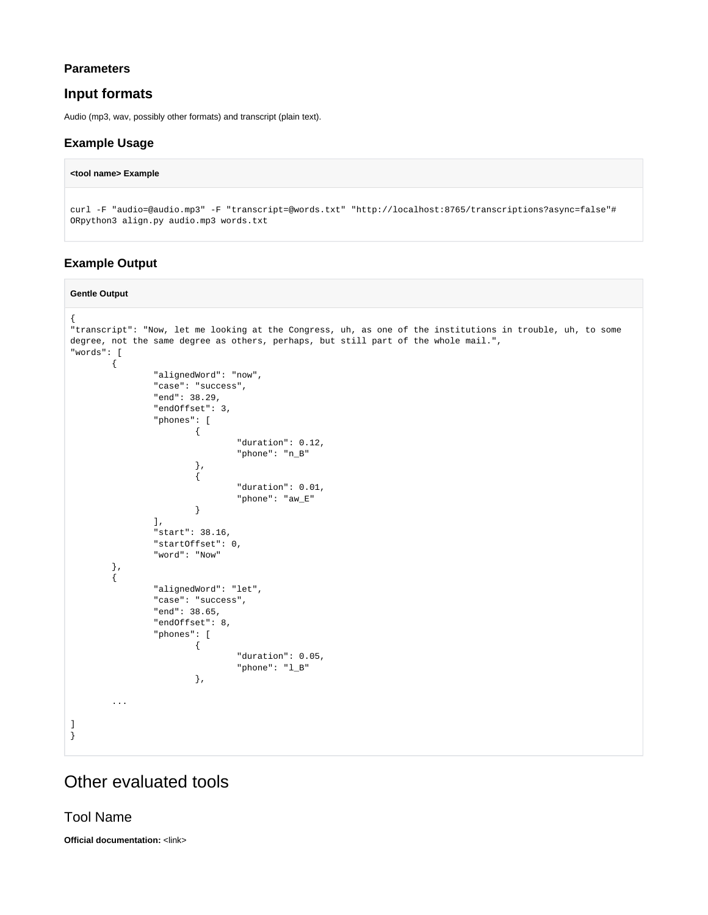#### Parameters

### Input formats

Audio (mp3, wav, possibly other formats) and transcript (plain text).

### Example Usage

**<tool name> Example**

```
curl -F "audio=@audio.mp3" -F "transcript=@words.txt" "http://localhost:8765/transcriptions?async=false"#
ORpython3 align.py audio.mp3 words.txt
```

### Example Output

**Gentle Output**

```
{
"transcript": "Now, let me looking at the Congress, uh, as one of the institutions in trouble, uh, to some
degree, not the same degree as others, perhaps, but still part of the whole mail.",
"words": [
        {
                "alignedWord": "now",
                "case": "success",
                "end": 38.29,
                "endOffset": 3,
                "phones": [
                        {
                                "duration": 0.12,
                                "phone": "n_B"
                        },
                        {
                                "duration": 0.01,
                                "phone": "aw_E"
                        }
                ],
                "start": 38.16,
                "startOffset": 0,
                "word": "Now"
        },
        {
                "alignedWord": "let",
                "case": "success",
                "end": 38.65,
                "endOffset": 8,
                "phones": [
                        {
                                "duration": 0.05,
                                "phone": "l_B"
                        },

        ...

]
}
```

# Other evaluated tools

## Tool Name

**Official documentation:** <link>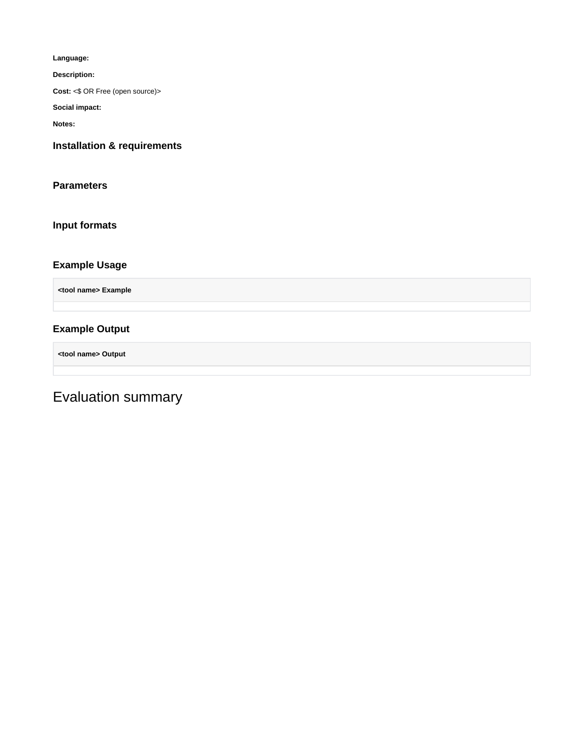**Language:**

**Description:**

**Cost:** <$ OR Free (open source)>

**Social impact:**

**Notes:**

### Installation & requirements

### Parameters

### Input formats

### Example Usage

| **<tool name> Example** |
|---|
| |

### Example Output

| **<tool name> Output** |
|---|
| |

## Evaluation summary